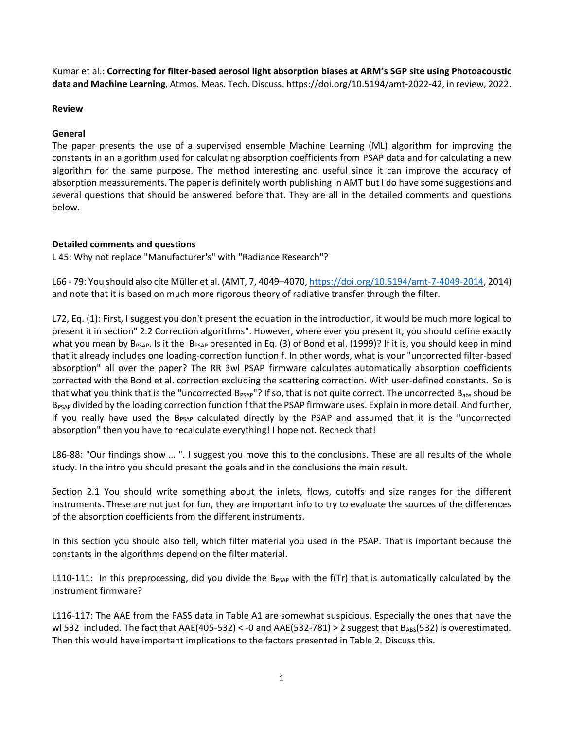Kumar et al.: **Correcting for filter-based aerosol light absorption biases at ARM's SGP site using Photoacoustic data and Machine Learning**, Atmos. Meas. Tech. Discuss. https://doi.org/10.5194/amt-2022-42, in review, 2022.

**Review**

**General**

The paper presents the use of a supervised ensemble Machine Learning (ML) algorithm for improving the constants in an algorithm used for calculating absorption coefficients from PSAP data and for calculating a new algorithm for the same purpose. The method interesting and useful since it can improve the accuracy of absorption meassurements. The paper is definitely worth publishing in AMT but I do have some suggestions and several questions that should be answered before that. They are all in the detailed comments and questions below.

**Detailed comments and questions**

L 45: Why not replace "Manufacturer's" with "Radiance Research"?

L66 - 79: You should also cite Müller et al. (AMT, 7, 4049–4070, https://doi.org/10.5194/amt-7-4049-2014, 2014) and note that it is based on much more rigorous theory of radiative transfer through the filter.

L72, Eq. (1): First, I suggest you don't present the equation in the introduction, it would be much more logical to present it in section" 2.2 Correction algorithms". However, where ever you present it, you should define exactly what you mean by $B_{PSAP}$. Is it the $B_{PSAP}$ presented in Eq. (3) of Bond et al. (1999)? If it is, you should keep in mind that it already includes one loading-correction function f. In other words, what is your "uncorrected filter-based absorption" all over the paper? The RR 3wl PSAP firmware calculates automatically absorption coefficients corrected with the Bond et al. correction excluding the scattering correction. With user-defined constants. So is that what you think that is the "uncorrected $B_{PSAP}$"? If so, that is not quite correct. The uncorrected $B_{abs}$ shoud be $B_{PSAP}$ divided by the loading correction function f that the PSAP firmware uses. Explain in more detail. And further, if you really have used the $B_{PSAP}$ calculated directly by the PSAP and assumed that it is the "uncorrected absorption" then you have to recalculate everything! I hope not. Recheck that!

L86-88: "Our findings show … ". I suggest you move this to the conclusions. These are all results of the whole study. In the intro you should present the goals and in the conclusions the main result.

Section 2.1 You should write something about the inlets, flows, cutoffs and size ranges for the different instruments. These are not just for fun, they are important info to try to evaluate the sources of the differences of the absorption coefficients from the different instruments.

In this section you should also tell, which filter material you used in the PSAP. That is important because the constants in the algorithms depend on the filter material.

L110-111: In this preprocessing, did you divide the $B_{PSAP}$ with the f(Tr) that is automatically calculated by the instrument firmware?

L116-117: The AAE from the PASS data in Table A1 are somewhat suspicious. Especially the ones that have the wl 532 included. The fact that AAE(405-532) < -0 and AAE(532-781) > 2 suggest that $B_{ABS}$(532) is overestimated. Then this would have important implications to the factors presented in Table 2. Discuss this.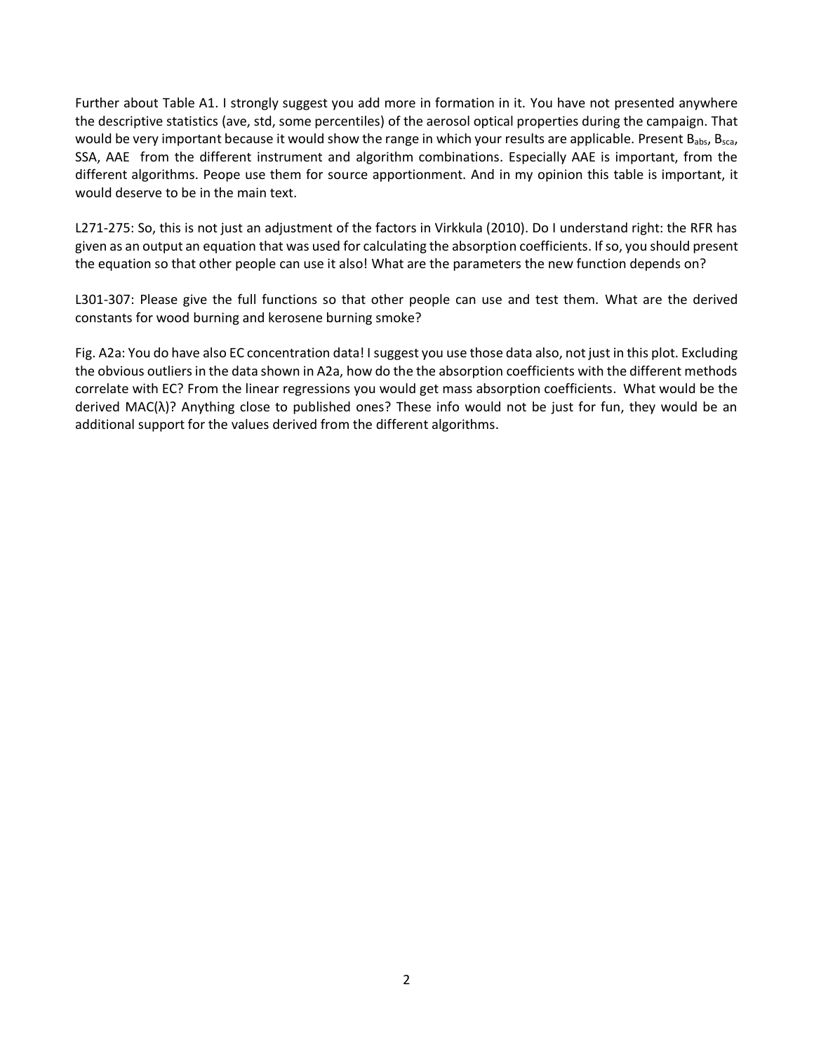Further about Table A1. I strongly suggest you add more in formation in it. You have not presented anywhere the descriptive statistics (ave, std, some percentiles) of the aerosol optical properties during the campaign. That would be very important because it would show the range in which your results are applicable. Present $B_{abs}$, $B_{sca}$, SSA, AAE from the different instrument and algorithm combinations. Especially AAE is important, from the different algorithms. Peope use them for source apportionment. And in my opinion this table is important, it would deserve to be in the main text.

L271-275: So, this is not just an adjustment of the factors in Virkkula (2010). Do I understand right: the RFR has given as an output an equation that was used for calculating the absorption coefficients. If so, you should present the equation so that other people can use it also! What are the parameters the new function depends on?

L301-307: Please give the full functions so that other people can use and test them. What are the derived constants for wood burning and kerosene burning smoke?

Fig. A2a: You do have also EC concentration data! I suggest you use those data also, not just in this plot. Excluding the obvious outliers in the data shown in A2a, how do the the absorption coefficients with the different methods correlate with EC? From the linear regressions you would get mass absorption coefficients. What would be the derived MAC(λ)? Anything close to published ones? These info would not be just for fun, they would be an additional support for the values derived from the different algorithms.